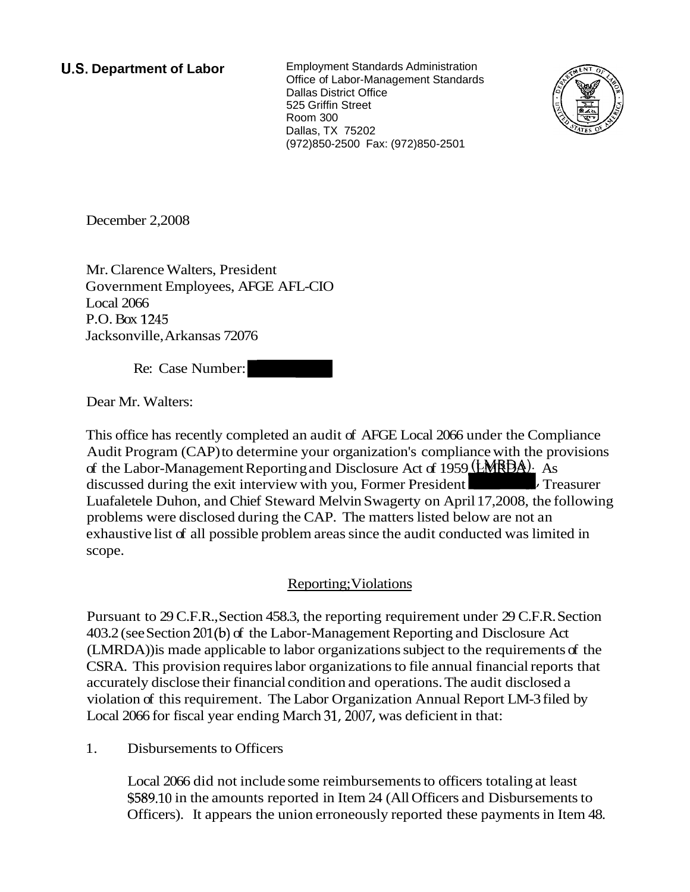**U.S. Department of Labor**

Employment Standards Administration
Office of Labor-Management Standards
Dallas District Office
525 Griffin Street
Room 300
Dallas, TX 75202
(972)850-2500 Fax: (972)850-2501

December 2,2008

Mr. Clarence Walters, President
Government Employees, AFGE AFL-CIO
Local 2066
P.O. Box 1245
Jacksonville, Arkansas 72076

Re: Case Number:

Dear Mr. Walters:

This office has recently completed an audit of AFGE Local 2066 under the Compliance Audit Program (CAP) to determine your organization's compliance with the provisions of the Labor-Management Reporting and Disclosure Act of 1959 (LMRDA). As discussed during the exit interview with you, Former President , Treasurer Luafaletele Duhon, and Chief Steward Melvin Swagerty on April 17,2008, the following problems were disclosed during the CAP. The matters listed below are not an exhaustive list of all possible problem areas since the audit conducted was limited in scope.

Reporting; Violations

Pursuant to 29 C.F.R., Section 458.3, the reporting requirement under 29 C.F.R. Section 403.2 (see Section 201(b) of the Labor-Management Reporting and Disclosure Act (LMRDA)) is made applicable to labor organizations subject to the requirements of the CSRA. This provision requires labor organizations to file annual financial reports that accurately disclose their financial condition and operations. The audit disclosed a violation of this requirement. The Labor Organization Annual Report LM-3 filed by Local 2066 for fiscal year ending March 31, 2007, was deficient in that:

1. Disbursements to Officers

   Local 2066 did not include some reimbursements to officers totaling at least $589.10 in the amounts reported in Item 24 (All Officers and Disbursements to Officers). It appears the union erroneously reported these payments in Item 48.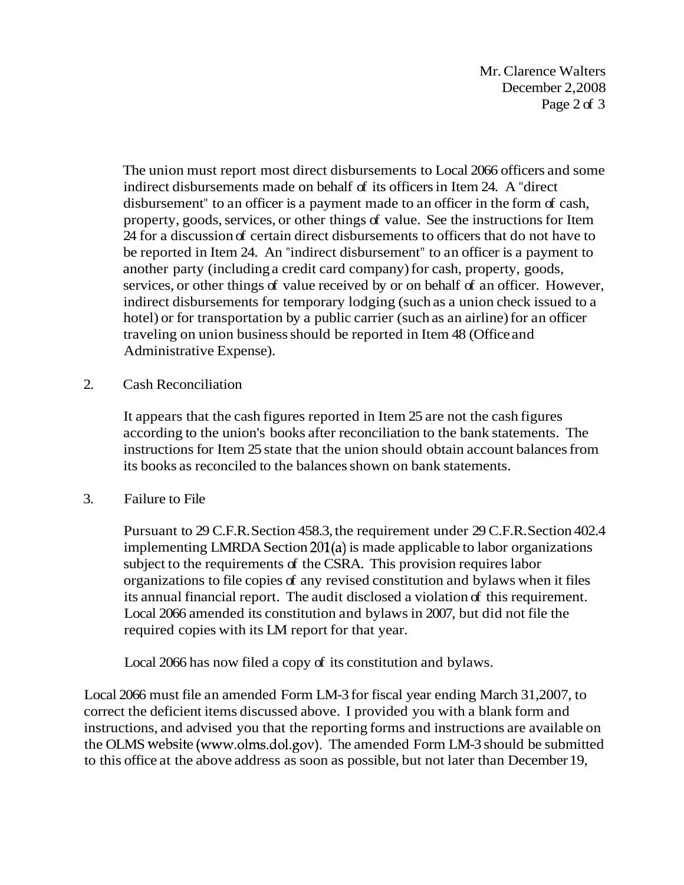The union must report most direct disbursements to Local 2066 officers and some indirect disbursements made on behalf of its officers in Item 24. A "direct disbursement" to an officer is a payment made to an officer in the form of cash, property, goods, services, or other things of value. See the instructions for Item 24 for a discussion of certain direct disbursements to officers that do not have to be reported in Item 24. An "indirect disbursement" to an officer is a payment to another party (including a credit card company) for cash, property, goods, services, or other things of value received by or on behalf of an officer. However, indirect disbursements for temporary lodging (such as a union check issued to a hotel) or for transportation by a public carrier (such as an airline) for an officer traveling on union business should be reported in Item 48 (Office and Administrative Expense).

2. Cash Reconciliation

   It appears that the cash figures reported in Item 25 are not the cash figures according to the union's books after reconciliation to the bank statements. The instructions for Item 25 state that the union should obtain account balances from its books as reconciled to the balances shown on bank statements.

3. Failure to File

   Pursuant to 29 C.F.R. Section 458.3, the requirement under 29 C.F.R. Section 402.4 implementing LMRDA Section 201(a) is made applicable to labor organizations subject to the requirements of the CSRA. This provision requires labor organizations to file copies of any revised constitution and bylaws when it files its annual financial report. The audit disclosed a violation of this requirement. Local 2066 amended its constitution and bylaws in 2007, but did not file the required copies with its LM report for that year.

   Local 2066 has now filed a copy of its constitution and bylaws.

Local 2066 must file an amended Form LM-3 for fiscal year ending March 31, 2007, to correct the deficient items discussed above. I provided you with a blank form and instructions, and advised you that the reporting forms and instructions are available on the OLMS website (www.olms.dol.gov). The amended Form LM-3 should be submitted to this office at the above address as soon as possible, but not later than December 19,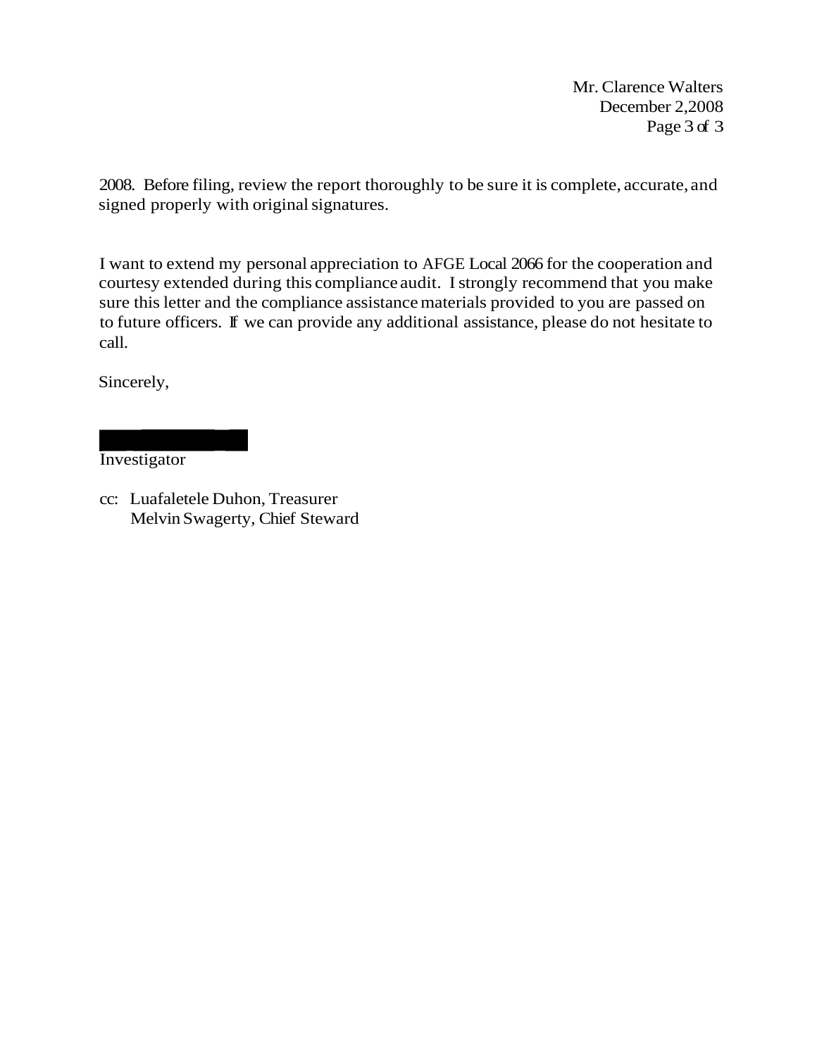2008. Before filing, review the report thoroughly to be sure it is complete, accurate, and signed properly with original signatures.

I want to extend my personal appreciation to AFGE Local 2066 for the cooperation and courtesy extended during this compliance audit. I strongly recommend that you make sure this letter and the compliance assistance materials provided to you are passed on to future officers. If we can provide any additional assistance, please do not hesitate to call.

Sincerely,

Investigator

cc: Luafaletele Duhon, Treasurer
Melvin Swagerty, Chief Steward